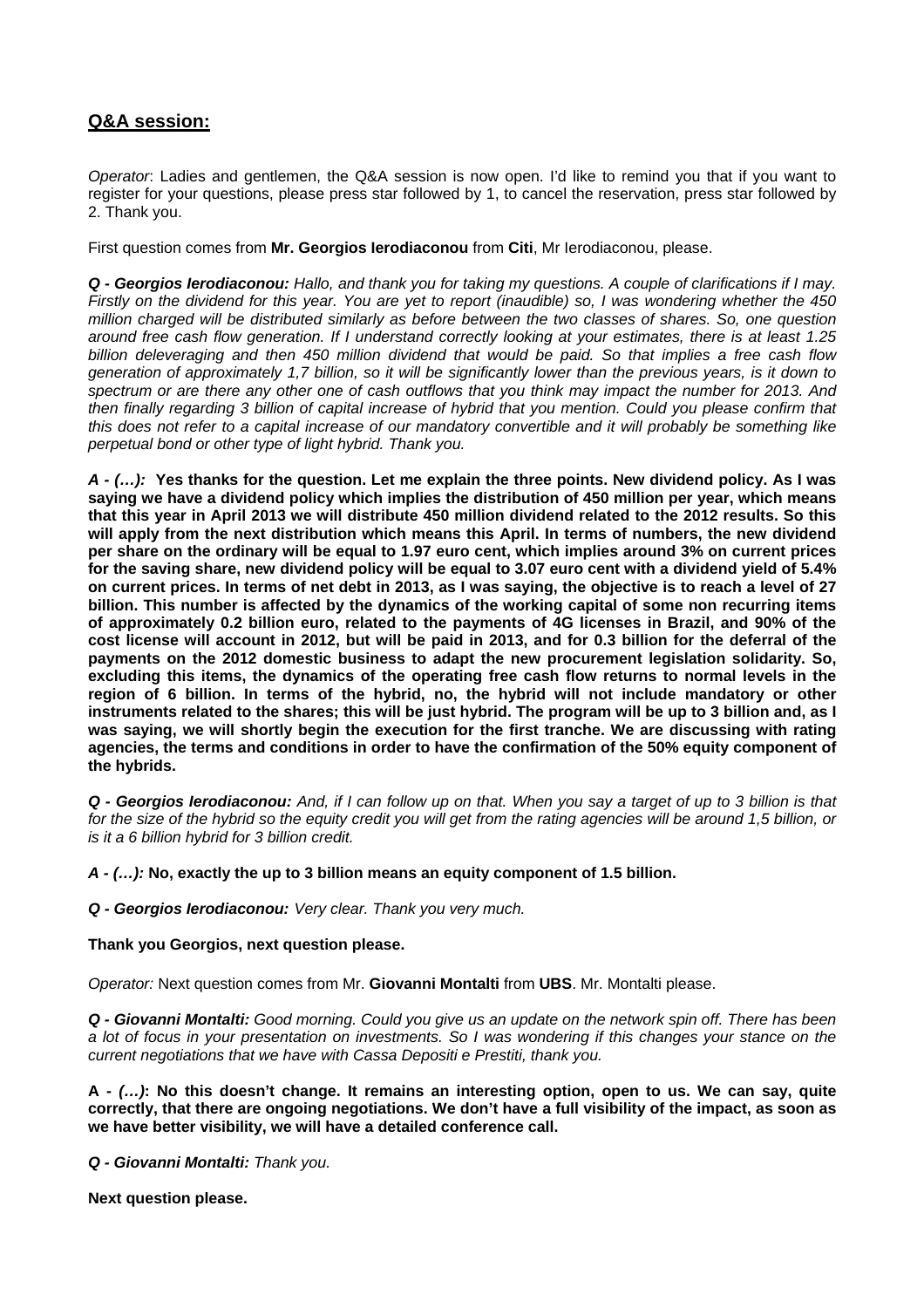## **Q&A session:**

*Operator*: Ladies and gentlemen, the Q&A session is now open. I'd like to remind you that if you want to register for your questions, please press star followed by 1, to cancel the reservation, press star followed by 2. Thank you.

First question comes from **Mr. Georgios Ierodiaconou** from **Citi**, Mr Ierodiaconou, please.

***Q - Georgios Ierodiaconou:*** *Hallo, and thank you for taking my questions. A couple of clarifications if I may. Firstly on the dividend for this year. You are yet to report (inaudible) so, I was wondering whether the 450 million charged will be distributed similarly as before between the two classes of shares. So, one question around free cash flow generation. If I understand correctly looking at your estimates, there is at least 1.25 billion deleveraging and then 450 million dividend that would be paid. So that implies a free cash flow generation of approximately 1,7 billion, so it will be significantly lower than the previous years, is it down to spectrum or are there any other one of cash outflows that you think may impact the number for 2013. And then finally regarding 3 billion of capital increase of hybrid that you mention. Could you please confirm that this does not refer to a capital increase of our mandatory convertible and it will probably be something like perpetual bond or other type of light hybrid. Thank you.*

***A - (…):*** **Yes thanks for the question. Let me explain the three points. New dividend policy. As I was saying we have a dividend policy which implies the distribution of 450 million per year, which means that this year in April 2013 we will distribute 450 million dividend related to the 2012 results. So this will apply from the next distribution which means this April. In terms of numbers, the new dividend per share on the ordinary will be equal to 1.97 euro cent, which implies around 3% on current prices for the saving share, new dividend policy will be equal to 3.07 euro cent with a dividend yield of 5.4% on current prices. In terms of net debt in 2013, as I was saying, the objective is to reach a level of 27 billion. This number is affected by the dynamics of the working capital of some non recurring items of approximately 0.2 billion euro, related to the payments of 4G licenses in Brazil, and 90% of the cost license will account in 2012, but will be paid in 2013, and for 0.3 billion for the deferral of the payments on the 2012 domestic business to adapt the new procurement legislation solidarity. So, excluding this items, the dynamics of the operating free cash flow returns to normal levels in the region of 6 billion. In terms of the hybrid, no, the hybrid will not include mandatory or other instruments related to the shares; this will be just hybrid. The program will be up to 3 billion and, as I was saying, we will shortly begin the execution for the first tranche. We are discussing with rating agencies, the terms and conditions in order to have the confirmation of the 50% equity component of the hybrids.**

***Q - Georgios Ierodiaconou:*** *And, if I can follow up on that. When you say a target of up to 3 billion is that for the size of the hybrid so the equity credit you will get from the rating agencies will be around 1,5 billion, or is it a 6 billion hybrid for 3 billion credit.*

***A - (…):*** **No, exactly the up to 3 billion means an equity component of 1.5 billion.**

***Q - Georgios Ierodiaconou:*** *Very clear. Thank you very much.*

**Thank you Georgios, next question please.**

*Operator:* Next question comes from Mr. **Giovanni Montalti** from **UBS**. Mr. Montalti please.

***Q - Giovanni Montalti:*** *Good morning. Could you give us an update on the network spin off. There has been a lot of focus in your presentation on investments. So I was wondering if this changes your stance on the current negotiations that we have with Cassa Depositi e Prestiti, thank you.*

**A - *(…)*: No this doesn't change. It remains an interesting option, open to us. We can say, quite correctly, that there are ongoing negotiations. We don't have a full visibility of the impact, as soon as we have better visibility, we will have a detailed conference call.**

***Q - Giovanni Montalti:*** *Thank you.*

**Next question please.**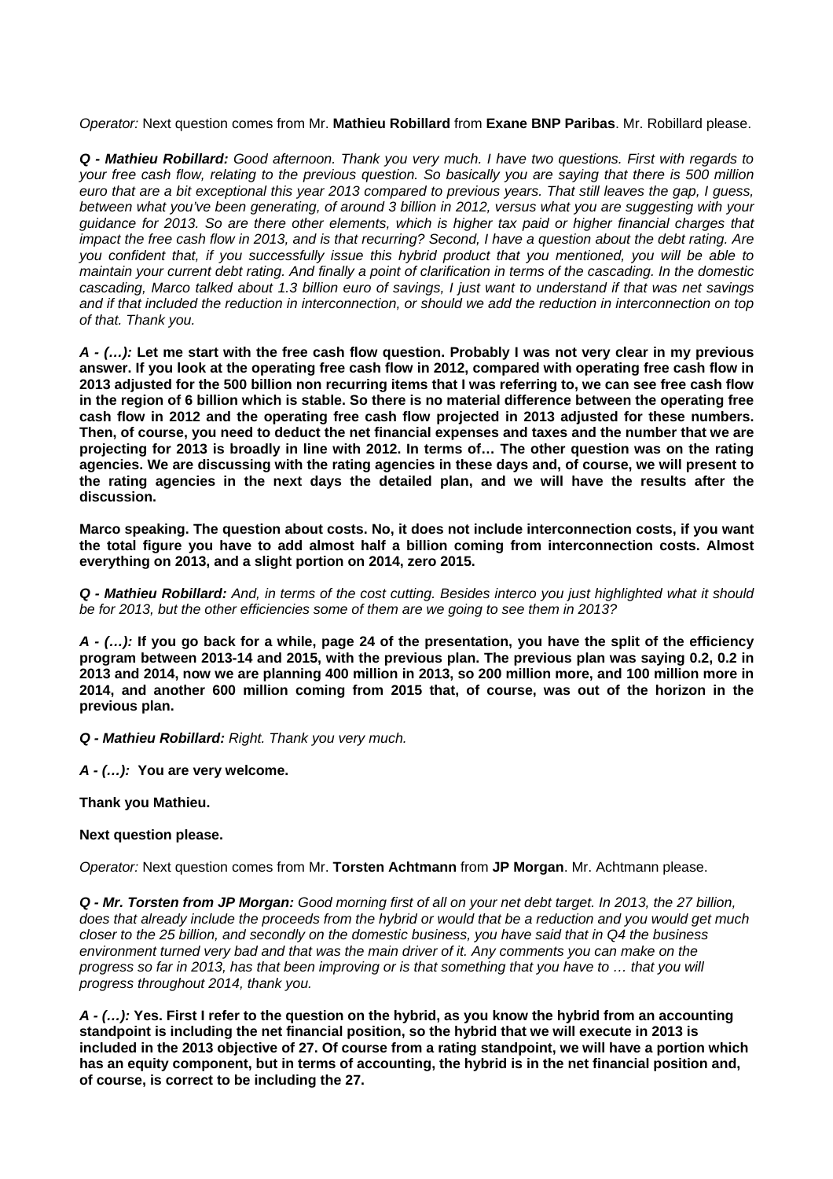*Operator:* Next question comes from Mr. **Mathieu Robillard** from **Exane BNP Paribas**. Mr. Robillard please.

***Q - Mathieu Robillard:*** *Good afternoon. Thank you very much. I have two questions. First with regards to your free cash flow, relating to the previous question. So basically you are saying that there is 500 million euro that are a bit exceptional this year 2013 compared to previous years. That still leaves the gap, I guess, between what you've been generating, of around 3 billion in 2012, versus what you are suggesting with your guidance for 2013. So are there other elements, which is higher tax paid or higher financial charges that impact the free cash flow in 2013, and is that recurring? Second, I have a question about the debt rating. Are you confident that, if you successfully issue this hybrid product that you mentioned, you will be able to maintain your current debt rating. And finally a point of clarification in terms of the cascading. In the domestic cascading, Marco talked about 1.3 billion euro of savings, I just want to understand if that was net savings and if that included the reduction in interconnection, or should we add the reduction in interconnection on top of that. Thank you.*

***A - (…):*** **Let me start with the free cash flow question. Probably I was not very clear in my previous answer. If you look at the operating free cash flow in 2012, compared with operating free cash flow in 2013 adjusted for the 500 billion non recurring items that I was referring to, we can see free cash flow in the region of 6 billion which is stable. So there is no material difference between the operating free cash flow in 2012 and the operating free cash flow projected in 2013 adjusted for these numbers. Then, of course, you need to deduct the net financial expenses and taxes and the number that we are projecting for 2013 is broadly in line with 2012. In terms of… The other question was on the rating agencies. We are discussing with the rating agencies in these days and, of course, we will present to the rating agencies in the next days the detailed plan, and we will have the results after the discussion.**

**Marco speaking. The question about costs. No, it does not include interconnection costs, if you want the total figure you have to add almost half a billion coming from interconnection costs. Almost everything on 2013, and a slight portion on 2014, zero 2015.**

***Q - Mathieu Robillard:*** *And, in terms of the cost cutting. Besides interco you just highlighted what it should be for 2013, but the other efficiencies some of them are we going to see them in 2013?*

***A - (…):*** **If you go back for a while, page 24 of the presentation, you have the split of the efficiency program between 2013-14 and 2015, with the previous plan. The previous plan was saying 0.2, 0.2 in 2013 and 2014, now we are planning 400 million in 2013, so 200 million more, and 100 million more in 2014, and another 600 million coming from 2015 that, of course, was out of the horizon in the previous plan.**

***Q - Mathieu Robillard:*** *Right. Thank you very much.*

***A - (…):*** **You are very welcome.**

**Thank you Mathieu.**

**Next question please.**

*Operator:* Next question comes from Mr. **Torsten Achtmann** from **JP Morgan**. Mr. Achtmann please.

***Q - Mr. Torsten from JP Morgan:*** *Good morning first of all on your net debt target. In 2013, the 27 billion, does that already include the proceeds from the hybrid or would that be a reduction and you would get much closer to the 25 billion, and secondly on the domestic business, you have said that in Q4 the business environment turned very bad and that was the main driver of it. Any comments you can make on the progress so far in 2013, has that been improving or is that something that you have to … that you will progress throughout 2014, thank you.*

***A - (…):*** **Yes. First I refer to the question on the hybrid, as you know the hybrid from an accounting standpoint is including the net financial position, so the hybrid that we will execute in 2013 is included in the 2013 objective of 27. Of course from a rating standpoint, we will have a portion which has an equity component, but in terms of accounting, the hybrid is in the net financial position and, of course, is correct to be including the 27.**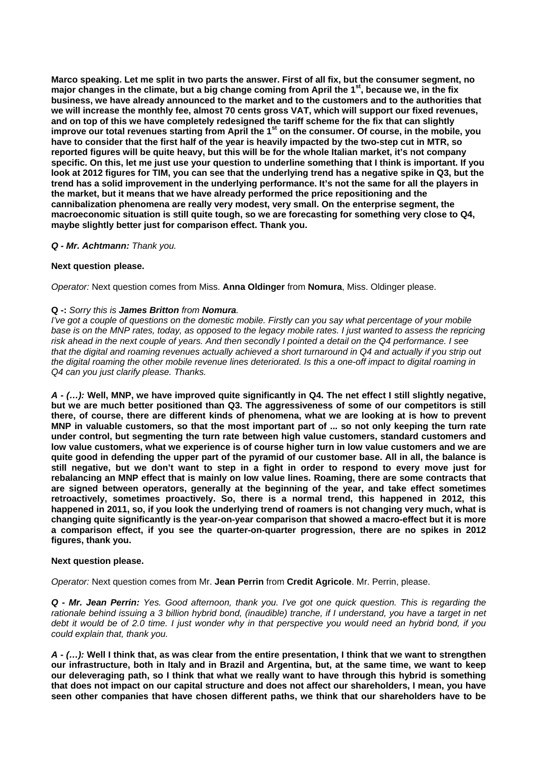**Marco speaking. Let me split in two parts the answer. First of all fix, but the consumer segment, no major changes in the climate, but a big change coming from April the 1st, because we, in the fix business, we have already announced to the market and to the customers and to the authorities that we will increase the monthly fee, almost 70 cents gross VAT, which will support our fixed revenues, and on top of this we have completely redesigned the tariff scheme for the fix that can slightly improve our total revenues starting from April the 1st on the consumer. Of course, in the mobile, you have to consider that the first half of the year is heavily impacted by the two-step cut in MTR, so reported figures will be quite heavy, but this will be for the whole Italian market, it's not company specific. On this, let me just use your question to underline something that I think is important. If you look at 2012 figures for TIM, you can see that the underlying trend has a negative spike in Q3, but the trend has a solid improvement in the underlying performance. It's not the same for all the players in the market, but it means that we have already performed the price repositioning and the cannibalization phenomena are really very modest, very small. On the enterprise segment, the macroeconomic situation is still quite tough, so we are forecasting for something very close to Q4, maybe slightly better just for comparison effect. Thank you.**

***Q - Mr. Achtmann:*** *Thank you.*

**Next question please.**

*Operator:* Next question comes from Miss. **Anna Oldinger** from **Nomura**, Miss. Oldinger please.

**Q -:** *Sorry this is **James Britton** from **Nomura**.*

*I've got a couple of questions on the domestic mobile. Firstly can you say what percentage of your mobile base is on the MNP rates, today, as opposed to the legacy mobile rates. I just wanted to assess the repricing risk ahead in the next couple of years. And then secondly I pointed a detail on the Q4 performance. I see that the digital and roaming revenues actually achieved a short turnaround in Q4 and actually if you strip out the digital roaming the other mobile revenue lines deteriorated. Is this a one-off impact to digital roaming in Q4 can you just clarify please. Thanks.*

***A - (…):*** **Well, MNP, we have improved quite significantly in Q4. The net effect I still slightly negative, but we are much better positioned than Q3. The aggressiveness of some of our competitors is still there, of course, there are different kinds of phenomena, what we are looking at is how to prevent MNP in valuable customers, so that the most important part of ... so not only keeping the turn rate under control, but segmenting the turn rate between high value customers, standard customers and low value customers, what we experience is of course higher turn in low value customers and we are quite good in defending the upper part of the pyramid of our customer base. All in all, the balance is still negative, but we don't want to step in a fight in order to respond to every move just for rebalancing an MNP effect that is mainly on low value lines. Roaming, there are some contracts that are signed between operators, generally at the beginning of the year, and take effect sometimes retroactively, sometimes proactively. So, there is a normal trend, this happened in 2012, this happened in 2011, so, if you look the underlying trend of roamers is not changing very much, what is changing quite significantly is the year-on-year comparison that showed a macro-effect but it is more a comparison effect, if you see the quarter-on-quarter progression, there are no spikes in 2012 figures, thank you.**

**Next question please.**

*Operator:* Next question comes from Mr. **Jean Perrin** from **Credit Agricole**. Mr. Perrin, please.

***Q - Mr. Jean Perrin:*** *Yes. Good afternoon, thank you. I've got one quick question. This is regarding the rationale behind issuing a 3 billion hybrid bond, (inaudible) tranche, if I understand, you have a target in net debt it would be of 2.0 time. I just wonder why in that perspective you would need an hybrid bond, if you could explain that, thank you.*

***A - (…):*** **Well I think that, as was clear from the entire presentation, I think that we want to strengthen our infrastructure, both in Italy and in Brazil and Argentina, but, at the same time, we want to keep our deleveraging path, so I think that what we really want to have through this hybrid is something that does not impact on our capital structure and does not affect our shareholders, I mean, you have seen other companies that have chosen different paths, we think that our shareholders have to be**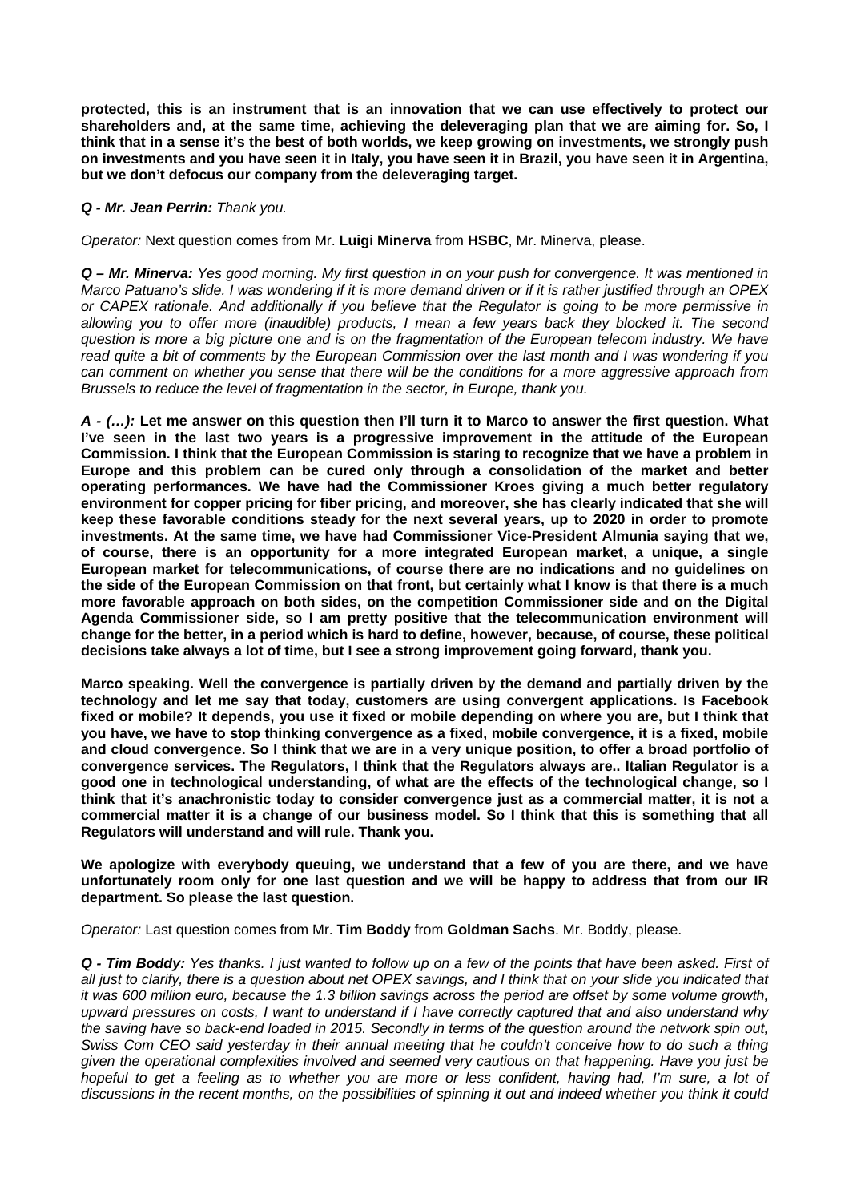**protected, this is an instrument that is an innovation that we can use effectively to protect our shareholders and, at the same time, achieving the deleveraging plan that we are aiming for. So, I think that in a sense it's the best of both worlds, we keep growing on investments, we strongly push on investments and you have seen it in Italy, you have seen it in Brazil, you have seen it in Argentina, but we don't defocus our company from the deleveraging target.**

***Q - Mr. Jean Perrin:** Thank you.*

*Operator:* Next question comes from Mr. **Luigi Minerva** from **HSBC**, Mr. Minerva, please.

***Q – Mr. Minerva:** Yes good morning. My first question in on your push for convergence. It was mentioned in Marco Patuano's slide. I was wondering if it is more demand driven or if it is rather justified through an OPEX or CAPEX rationale. And additionally if you believe that the Regulator is going to be more permissive in allowing you to offer more (inaudible) products, I mean a few years back they blocked it. The second question is more a big picture one and is on the fragmentation of the European telecom industry. We have read quite a bit of comments by the European Commission over the last month and I was wondering if you can comment on whether you sense that there will be the conditions for a more aggressive approach from Brussels to reduce the level of fragmentation in the sector, in Europe, thank you.*

***A - (…):*** **Let me answer on this question then I'll turn it to Marco to answer the first question. What I've seen in the last two years is a progressive improvement in the attitude of the European Commission. I think that the European Commission is staring to recognize that we have a problem in Europe and this problem can be cured only through a consolidation of the market and better operating performances. We have had the Commissioner Kroes giving a much better regulatory environment for copper pricing for fiber pricing, and moreover, she has clearly indicated that she will keep these favorable conditions steady for the next several years, up to 2020 in order to promote investments. At the same time, we have had Commissioner Vice-President Almunia saying that we, of course, there is an opportunity for a more integrated European market, a unique, a single European market for telecommunications, of course there are no indications and no guidelines on the side of the European Commission on that front, but certainly what I know is that there is a much more favorable approach on both sides, on the competition Commissioner side and on the Digital Agenda Commissioner side, so I am pretty positive that the telecommunication environment will change for the better, in a period which is hard to define, however, because, of course, these political decisions take always a lot of time, but I see a strong improvement going forward, thank you.**

**Marco speaking. Well the convergence is partially driven by the demand and partially driven by the technology and let me say that today, customers are using convergent applications. Is Facebook fixed or mobile? It depends, you use it fixed or mobile depending on where you are, but I think that you have, we have to stop thinking convergence as a fixed, mobile convergence, it is a fixed, mobile and cloud convergence. So I think that we are in a very unique position, to offer a broad portfolio of convergence services. The Regulators, I think that the Regulators always are.. Italian Regulator is a good one in technological understanding, of what are the effects of the technological change, so I think that it's anachronistic today to consider convergence just as a commercial matter, it is not a commercial matter it is a change of our business model. So I think that this is something that all Regulators will understand and will rule. Thank you.**

**We apologize with everybody queuing, we understand that a few of you are there, and we have unfortunately room only for one last question and we will be happy to address that from our IR department. So please the last question.**

*Operator:* Last question comes from Mr. **Tim Boddy** from **Goldman Sachs**. Mr. Boddy, please.

***Q - Tim Boddy:** Yes thanks. I just wanted to follow up on a few of the points that have been asked. First of all just to clarify, there is a question about net OPEX savings, and I think that on your slide you indicated that it was 600 million euro, because the 1.3 billion savings across the period are offset by some volume growth, upward pressures on costs, I want to understand if I have correctly captured that and also understand why the saving have so back-end loaded in 2015. Secondly in terms of the question around the network spin out, Swiss Com CEO said yesterday in their annual meeting that he couldn't conceive how to do such a thing given the operational complexities involved and seemed very cautious on that happening. Have you just be hopeful to get a feeling as to whether you are more or less confident, having had, I'm sure, a lot of discussions in the recent months, on the possibilities of spinning it out and indeed whether you think it could*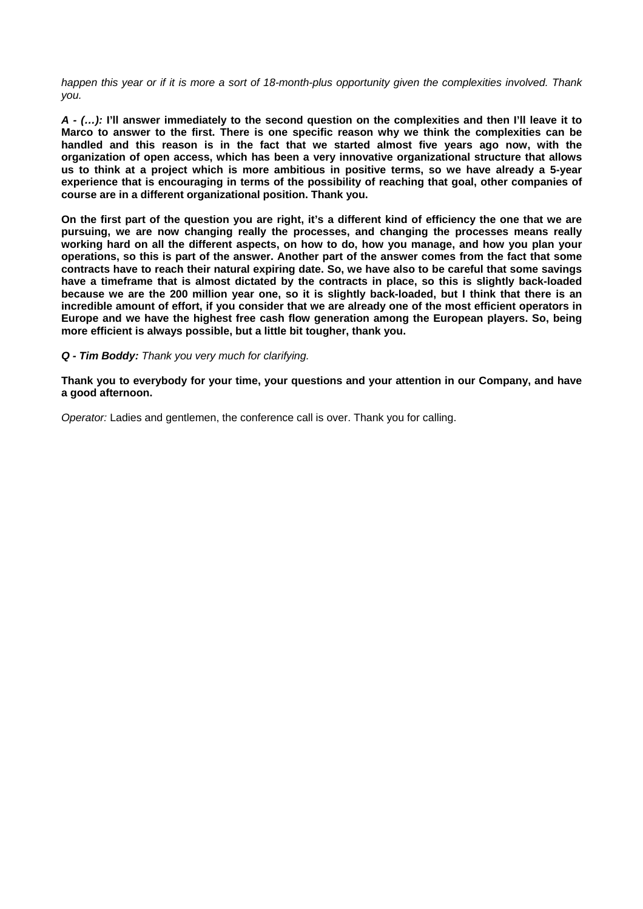*happen this year or if it is more a sort of 18-month-plus opportunity given the complexities involved. Thank you.*

***A - (…):*** **I'll answer immediately to the second question on the complexities and then I'll leave it to Marco to answer to the first. There is one specific reason why we think the complexities can be handled and this reason is in the fact that we started almost five years ago now, with the organization of open access, which has been a very innovative organizational structure that allows us to think at a project which is more ambitious in positive terms, so we have already a 5-year experience that is encouraging in terms of the possibility of reaching that goal, other companies of course are in a different organizational position. Thank you.**

**On the first part of the question you are right, it's a different kind of efficiency the one that we are pursuing, we are now changing really the processes, and changing the processes means really working hard on all the different aspects, on how to do, how you manage, and how you plan your operations, so this is part of the answer. Another part of the answer comes from the fact that some contracts have to reach their natural expiring date. So, we have also to be careful that some savings have a timeframe that is almost dictated by the contracts in place, so this is slightly back-loaded because we are the 200 million year one, so it is slightly back-loaded, but I think that there is an incredible amount of effort, if you consider that we are already one of the most efficient operators in Europe and we have the highest free cash flow generation among the European players. So, being more efficient is always possible, but a little bit tougher, thank you.**

***Q - Tim Boddy:*** *Thank you very much for clarifying.*

**Thank you to everybody for your time, your questions and your attention in our Company, and have a good afternoon.**

*Operator:* Ladies and gentlemen, the conference call is over. Thank you for calling.